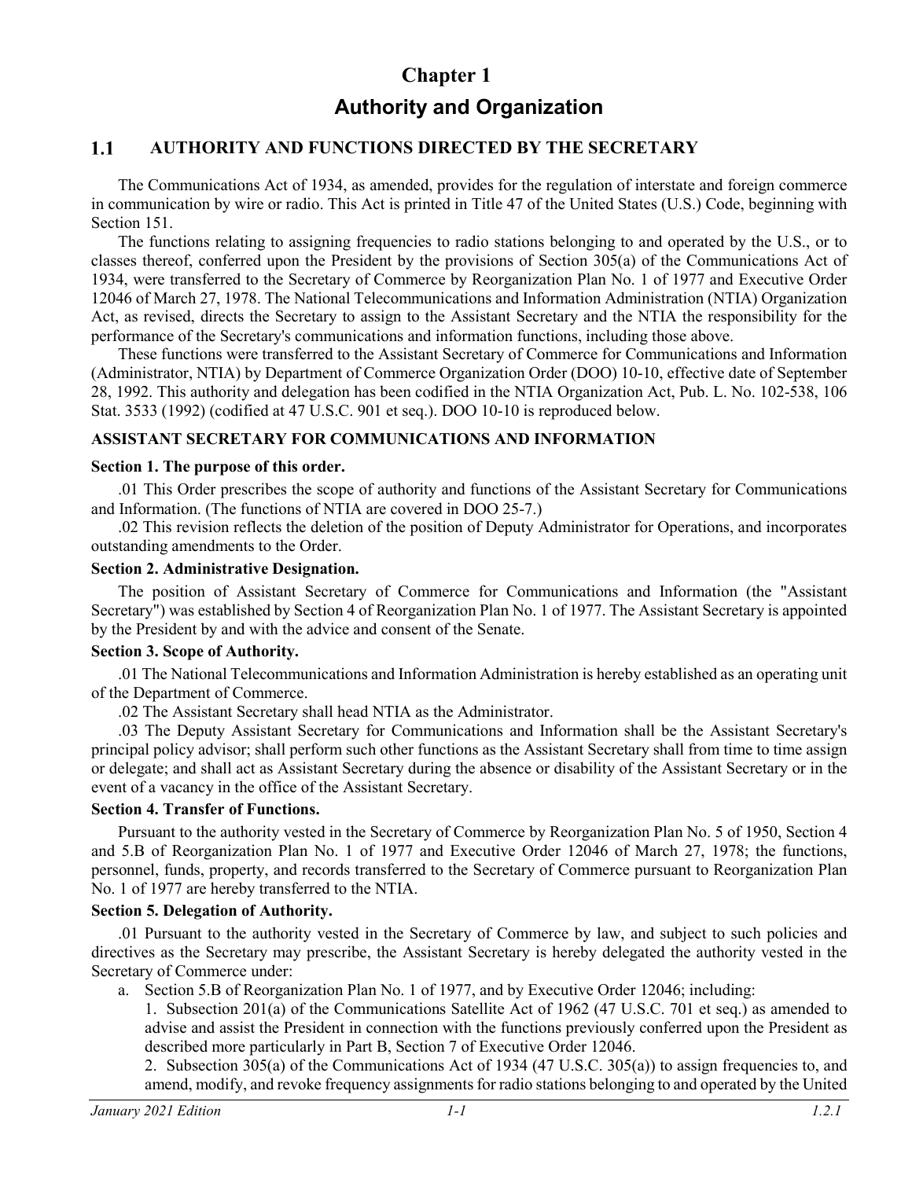# Chapter 1

# Authority and Organization

## 1.1 AUTHORITY AND FUNCTIONS DIRECTED BY THE SECRETARY

The Communications Act of 1934, as amended, provides for the regulation of interstate and foreign commerce in communication by wire or radio. This Act is printed in Title 47 of the United States (U.S.) Code, beginning with Section 151.

The functions relating to assigning frequencies to radio stations belonging to and operated by the U.S., or to classes thereof, conferred upon the President by the provisions of Section 305(a) of the Communications Act of 1934, were transferred to the Secretary of Commerce by Reorganization Plan No. 1 of 1977 and Executive Order 12046 of March 27, 1978. The National Telecommunications and Information Administration (NTIA) Organization Act, as revised, directs the Secretary to assign to the Assistant Secretary and the NTIA the responsibility for the performance of the Secretary's communications and information functions, including those above.

These functions were transferred to the Assistant Secretary of Commerce for Communications and Information (Administrator, NTIA) by Department of Commerce Organization Order (DOO) 10-10, effective date of September 28, 1992. This authority and delegation has been codified in the NTIA Organization Act, Pub. L. No. 102-538, 106 Stat. 3533 (1992) (codified at 47 U.S.C. 901 et seq.). DOO 10-10 is reproduced below.

### ASSISTANT SECRETARY FOR COMMUNICATIONS AND INFORMATION

**Section 1. The purpose of this order.**

.01 This Order prescribes the scope of authority and functions of the Assistant Secretary for Communications and Information. (The functions of NTIA are covered in DOO 25-7.)

.02 This revision reflects the deletion of the position of Deputy Administrator for Operations, and incorporates outstanding amendments to the Order.

**Section 2. Administrative Designation.**

The position of Assistant Secretary of Commerce for Communications and Information (the "Assistant Secretary") was established by Section 4 of Reorganization Plan No. 1 of 1977. The Assistant Secretary is appointed by the President by and with the advice and consent of the Senate.

**Section 3. Scope of Authority.**

.01 The National Telecommunications and Information Administration is hereby established as an operating unit of the Department of Commerce.

.02 The Assistant Secretary shall head NTIA as the Administrator.

.03 The Deputy Assistant Secretary for Communications and Information shall be the Assistant Secretary's principal policy advisor; shall perform such other functions as the Assistant Secretary shall from time to time assign or delegate; and shall act as Assistant Secretary during the absence or disability of the Assistant Secretary or in the event of a vacancy in the office of the Assistant Secretary.

**Section 4. Transfer of Functions.**

Pursuant to the authority vested in the Secretary of Commerce by Reorganization Plan No. 5 of 1950, Section 4 and 5.B of Reorganization Plan No. 1 of 1977 and Executive Order 12046 of March 27, 1978; the functions, personnel, funds, property, and records transferred to the Secretary of Commerce pursuant to Reorganization Plan No. 1 of 1977 are hereby transferred to the NTIA.

**Section 5. Delegation of Authority.**

.01 Pursuant to the authority vested in the Secretary of Commerce by law, and subject to such policies and directives as the Secretary may prescribe, the Assistant Secretary is hereby delegated the authority vested in the Secretary of Commerce under:

a. Section 5.B of Reorganization Plan No. 1 of 1977, and by Executive Order 12046; including:

1. Subsection 201(a) of the Communications Satellite Act of 1962 (47 U.S.C. 701 et seq.) as amended to advise and assist the President in connection with the functions previously conferred upon the President as described more particularly in Part B, Section 7 of Executive Order 12046.

2. Subsection 305(a) of the Communications Act of 1934 (47 U.S.C. 305(a)) to assign frequencies to, and amend, modify, and revoke frequency assignments for radio stations belonging to and operated by the United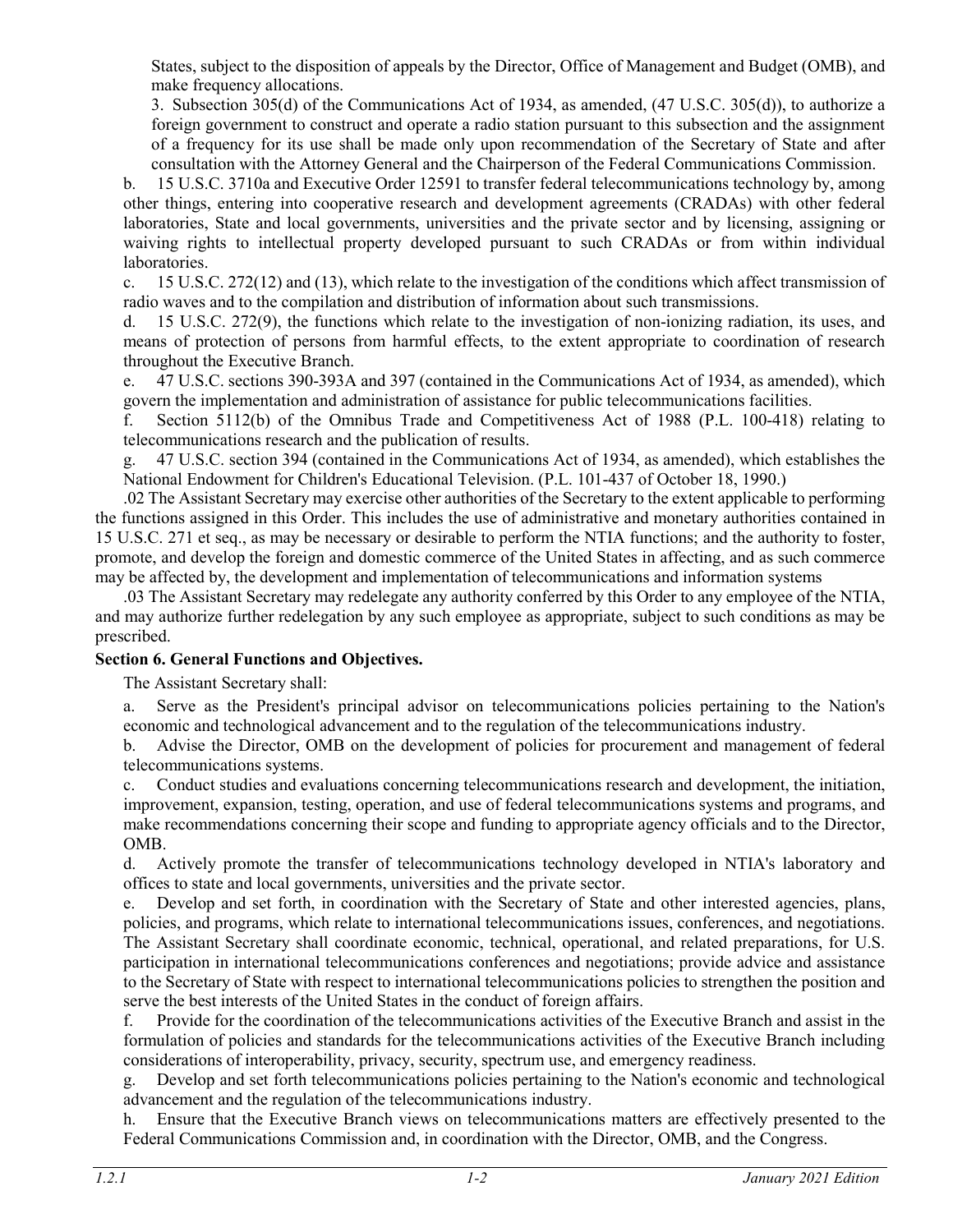States, subject to the disposition of appeals by the Director, Office of Management and Budget (OMB), and make frequency allocations.

3. Subsection 305(d) of the Communications Act of 1934, as amended, (47 U.S.C. 305(d)), to authorize a foreign government to construct and operate a radio station pursuant to this subsection and the assignment of a frequency for its use shall be made only upon recommendation of the Secretary of State and after consultation with the Attorney General and the Chairperson of the Federal Communications Commission.

b. 15 U.S.C. 3710a and Executive Order 12591 to transfer federal telecommunications technology by, among other things, entering into cooperative research and development agreements (CRADAs) with other federal laboratories, State and local governments, universities and the private sector and by licensing, assigning or waiving rights to intellectual property developed pursuant to such CRADAs or from within individual laboratories.

c. 15 U.S.C. 272(12) and (13), which relate to the investigation of the conditions which affect transmission of radio waves and to the compilation and distribution of information about such transmissions.

d. 15 U.S.C. 272(9), the functions which relate to the investigation of non-ionizing radiation, its uses, and means of protection of persons from harmful effects, to the extent appropriate to coordination of research throughout the Executive Branch.

e. 47 U.S.C. sections 390-393A and 397 (contained in the Communications Act of 1934, as amended), which govern the implementation and administration of assistance for public telecommunications facilities.

f. Section 5112(b) of the Omnibus Trade and Competitiveness Act of 1988 (P.L. 100-418) relating to telecommunications research and the publication of results.

g. 47 U.S.C. section 394 (contained in the Communications Act of 1934, as amended), which establishes the National Endowment for Children's Educational Television. (P.L. 101-437 of October 18, 1990.)

.02 The Assistant Secretary may exercise other authorities of the Secretary to the extent applicable to performing the functions assigned in this Order. This includes the use of administrative and monetary authorities contained in 15 U.S.C. 271 et seq., as may be necessary or desirable to perform the NTIA functions; and the authority to foster, promote, and develop the foreign and domestic commerce of the United States in affecting, and as such commerce may be affected by, the development and implementation of telecommunications and information systems

.03 The Assistant Secretary may redelegate any authority conferred by this Order to any employee of the NTIA, and may authorize further redelegation by any such employee as appropriate, subject to such conditions as may be prescribed.

**Section 6. General Functions and Objectives.**

The Assistant Secretary shall:

a. Serve as the President's principal advisor on telecommunications policies pertaining to the Nation's economic and technological advancement and to the regulation of the telecommunications industry.

b. Advise the Director, OMB on the development of policies for procurement and management of federal telecommunications systems.

c. Conduct studies and evaluations concerning telecommunications research and development, the initiation, improvement, expansion, testing, operation, and use of federal telecommunications systems and programs, and make recommendations concerning their scope and funding to appropriate agency officials and to the Director, OMB.

d. Actively promote the transfer of telecommunications technology developed in NTIA's laboratory and offices to state and local governments, universities and the private sector.

e. Develop and set forth, in coordination with the Secretary of State and other interested agencies, plans, policies, and programs, which relate to international telecommunications issues, conferences, and negotiations. The Assistant Secretary shall coordinate economic, technical, operational, and related preparations, for U.S. participation in international telecommunications conferences and negotiations; provide advice and assistance to the Secretary of State with respect to international telecommunications policies to strengthen the position and serve the best interests of the United States in the conduct of foreign affairs.

f. Provide for the coordination of the telecommunications activities of the Executive Branch and assist in the formulation of policies and standards for the telecommunications activities of the Executive Branch including considerations of interoperability, privacy, security, spectrum use, and emergency readiness.

g. Develop and set forth telecommunications policies pertaining to the Nation's economic and technological advancement and the regulation of the telecommunications industry.

h. Ensure that the Executive Branch views on telecommunications matters are effectively presented to the Federal Communications Commission and, in coordination with the Director, OMB, and the Congress.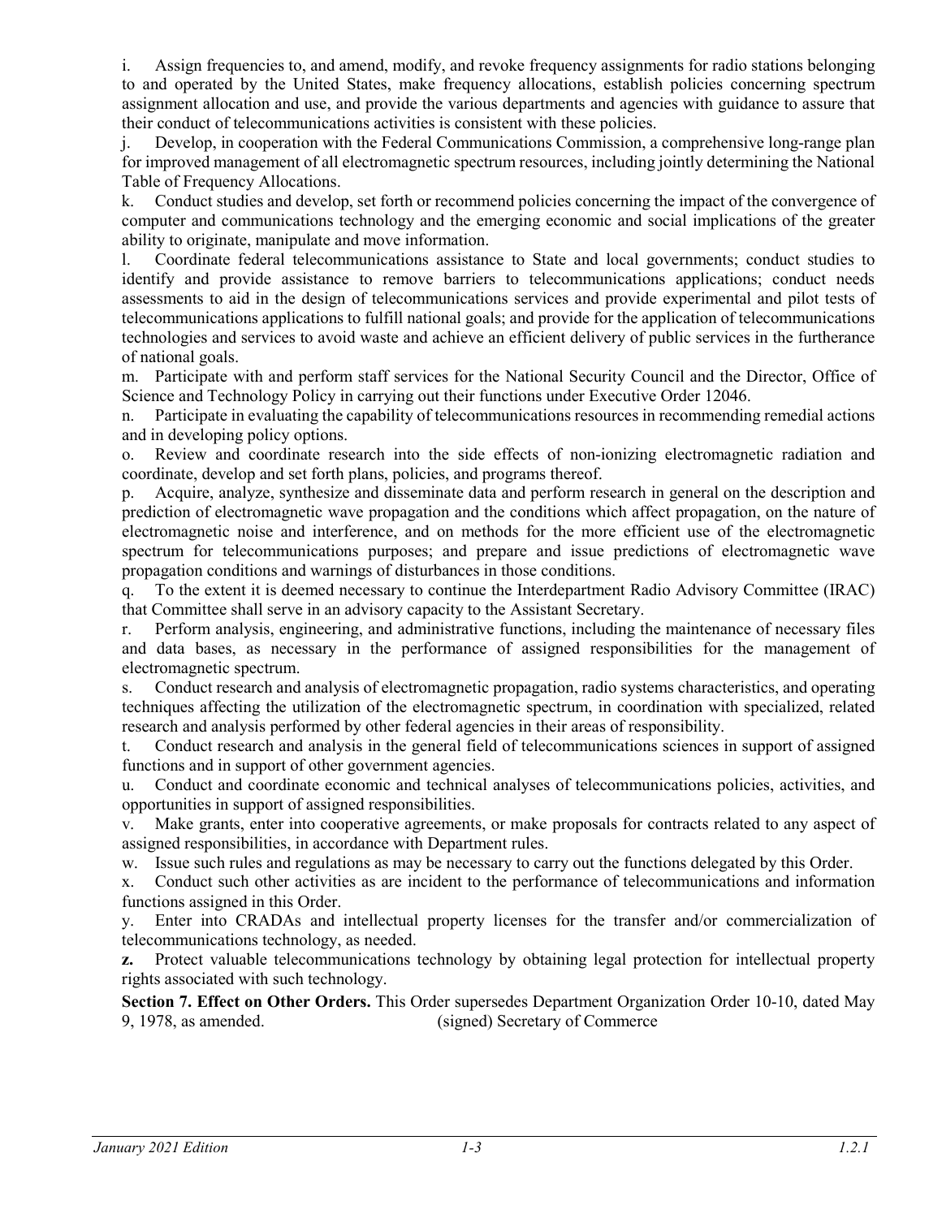i. Assign frequencies to, and amend, modify, and revoke frequency assignments for radio stations belonging to and operated by the United States, make frequency allocations, establish policies concerning spectrum assignment allocation and use, and provide the various departments and agencies with guidance to assure that their conduct of telecommunications activities is consistent with these policies.

j. Develop, in cooperation with the Federal Communications Commission, a comprehensive long-range plan for improved management of all electromagnetic spectrum resources, including jointly determining the National Table of Frequency Allocations.

k. Conduct studies and develop, set forth or recommend policies concerning the impact of the convergence of computer and communications technology and the emerging economic and social implications of the greater ability to originate, manipulate and move information.

l. Coordinate federal telecommunications assistance to State and local governments; conduct studies to identify and provide assistance to remove barriers to telecommunications applications; conduct needs assessments to aid in the design of telecommunications services and provide experimental and pilot tests of telecommunications applications to fulfill national goals; and provide for the application of telecommunications technologies and services to avoid waste and achieve an efficient delivery of public services in the furtherance of national goals.

m. Participate with and perform staff services for the National Security Council and the Director, Office of Science and Technology Policy in carrying out their functions under Executive Order 12046.

n. Participate in evaluating the capability of telecommunications resources in recommending remedial actions and in developing policy options.

o. Review and coordinate research into the side effects of non-ionizing electromagnetic radiation and coordinate, develop and set forth plans, policies, and programs thereof.

p. Acquire, analyze, synthesize and disseminate data and perform research in general on the description and prediction of electromagnetic wave propagation and the conditions which affect propagation, on the nature of electromagnetic noise and interference, and on methods for the more efficient use of the electromagnetic spectrum for telecommunications purposes; and prepare and issue predictions of electromagnetic wave propagation conditions and warnings of disturbances in those conditions.

q. To the extent it is deemed necessary to continue the Interdepartment Radio Advisory Committee (IRAC) that Committee shall serve in an advisory capacity to the Assistant Secretary.

r. Perform analysis, engineering, and administrative functions, including the maintenance of necessary files and data bases, as necessary in the performance of assigned responsibilities for the management of electromagnetic spectrum.

s. Conduct research and analysis of electromagnetic propagation, radio systems characteristics, and operating techniques affecting the utilization of the electromagnetic spectrum, in coordination with specialized, related research and analysis performed by other federal agencies in their areas of responsibility.

t. Conduct research and analysis in the general field of telecommunications sciences in support of assigned functions and in support of other government agencies.

u. Conduct and coordinate economic and technical analyses of telecommunications policies, activities, and opportunities in support of assigned responsibilities.

v. Make grants, enter into cooperative agreements, or make proposals for contracts related to any aspect of assigned responsibilities, in accordance with Department rules.

w. Issue such rules and regulations as may be necessary to carry out the functions delegated by this Order.

x. Conduct such other activities as are incident to the performance of telecommunications and information functions assigned in this Order.

y. Enter into CRADAs and intellectual property licenses for the transfer and/or commercialization of telecommunications technology, as needed.

**z.** Protect valuable telecommunications technology by obtaining legal protection for intellectual property rights associated with such technology.

**Section 7. Effect on Other Orders.** This Order supersedes Department Organization Order 10-10, dated May 9, 1978, as amended. (signed) Secretary of Commerce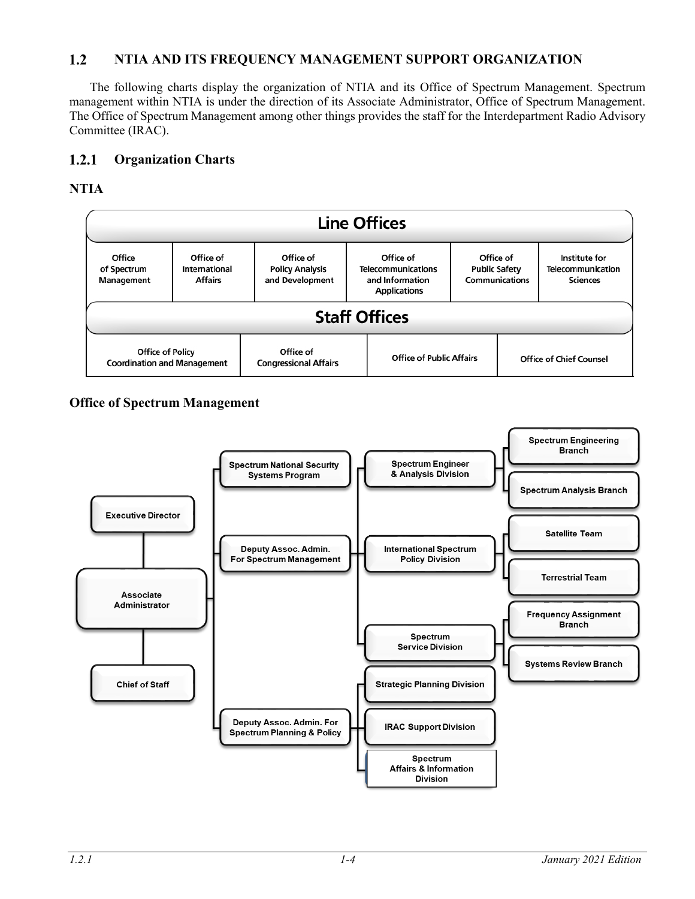## 1.2 NTIA AND ITS FREQUENCY MANAGEMENT SUPPORT ORGANIZATION

The following charts display the organization of NTIA and its Office of Spectrum Management. Spectrum management within NTIA is under the direction of its Associate Administrator, Office of Spectrum Management. The Office of Spectrum Management among other things provides the staff for the Interdepartment Radio Advisory Committee (IRAC).

### 1.2.1 Organization Charts

**NTIA**

**Line Offices**

| Office of Spectrum Management | Office of International Affairs | Office of Policy Analysis and Development | Office of Telecommunications and Information Applications | Office of Public Safety Communications | Institute for Telecommunication Sciences |
|---|---|---|---|---|---|

**Staff Offices**

| Office of Policy Coordination and Management | Office of Congressional Affairs | Office of Public Affairs | Office of Chief Counsel |
|---|---|---|---|

**Office of Spectrum Management**

- Executive Director
- Associate Administrator
- Chief of Staff
- Spectrum National Security Systems Program
- Deputy Assoc. Admin. For Spectrum Management
  - Spectrum Engineer & Analysis Division
    - Spectrum Engineering Branch
    - Spectrum Analysis Branch
  - International Spectrum Policy Division
    - Satellite Team
    - Terrestrial Team
  - Spectrum Service Division
    - Frequency Assignment Branch
    - Systems Review Branch
- Deputy Assoc. Admin. For Spectrum Planning & Policy
  - Strategic Planning Division
  - IRAC Support Division
  - Spectrum Affairs & Information Division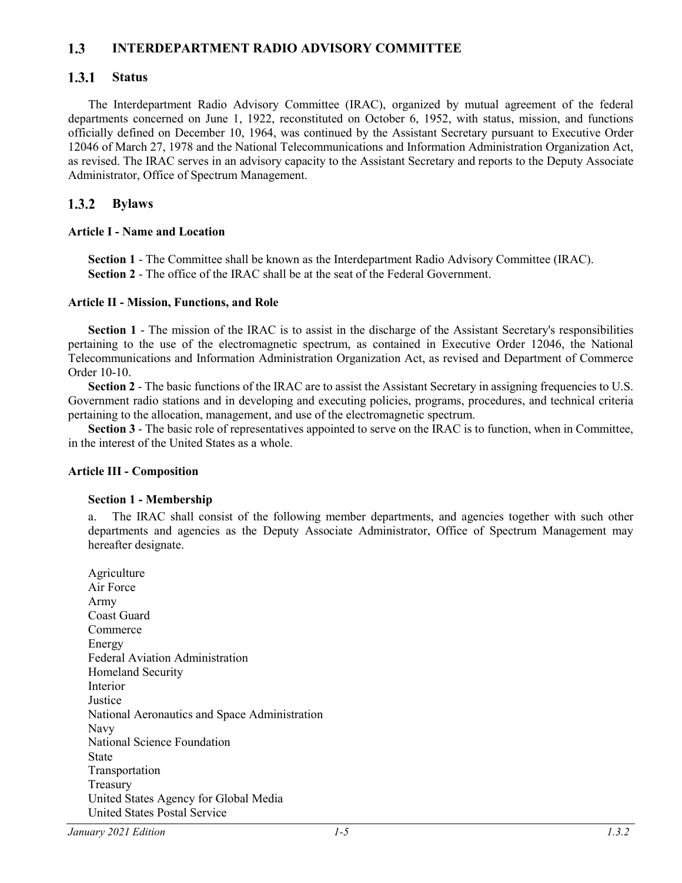## 1.3 INTERDEPARTMENT RADIO ADVISORY COMMITTEE

### 1.3.1 Status

The Interdepartment Radio Advisory Committee (IRAC), organized by mutual agreement of the federal departments concerned on June 1, 1922, reconstituted on October 6, 1952, with status, mission, and functions officially defined on December 10, 1964, was continued by the Assistant Secretary pursuant to Executive Order 12046 of March 27, 1978 and the National Telecommunications and Information Administration Organization Act, as revised. The IRAC serves in an advisory capacity to the Assistant Secretary and reports to the Deputy Associate Administrator, Office of Spectrum Management.

### 1.3.2 Bylaws

#### Article I - Name and Location

**Section 1** - The Committee shall be known as the Interdepartment Radio Advisory Committee (IRAC).
**Section 2** - The office of the IRAC shall be at the seat of the Federal Government.

#### Article II - Mission, Functions, and Role

**Section 1** - The mission of the IRAC is to assist in the discharge of the Assistant Secretary's responsibilities pertaining to the use of the electromagnetic spectrum, as contained in Executive Order 12046, the National Telecommunications and Information Administration Organization Act, as revised and Department of Commerce Order 10-10.

**Section 2** - The basic functions of the IRAC are to assist the Assistant Secretary in assigning frequencies to U.S. Government radio stations and in developing and executing policies, programs, procedures, and technical criteria pertaining to the allocation, management, and use of the electromagnetic spectrum.

**Section 3** - The basic role of representatives appointed to serve on the IRAC is to function, when in Committee, in the interest of the United States as a whole.

#### Article III - Composition

**Section 1 - Membership**

a. The IRAC shall consist of the following member departments, and agencies together with such other departments and agencies as the Deputy Associate Administrator, Office of Spectrum Management may hereafter designate.

Agriculture
Air Force
Army
Coast Guard
Commerce
Energy
Federal Aviation Administration
Homeland Security
Interior
Justice
National Aeronautics and Space Administration
Navy
National Science Foundation
State
Transportation
Treasury
United States Agency for Global Media
United States Postal Service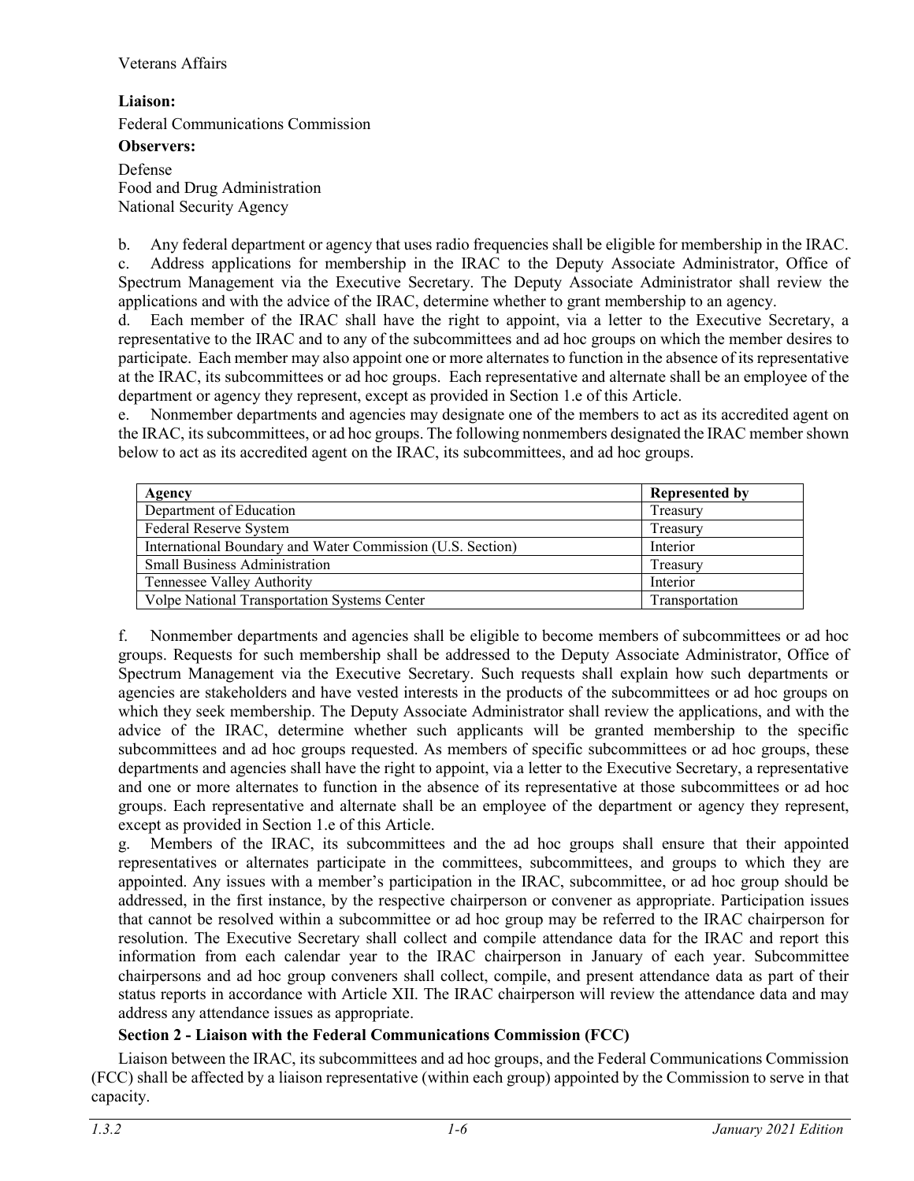Veterans Affairs

**Liaison:**

Federal Communications Commission

**Observers:**

Defense
Food and Drug Administration
National Security Agency

b. Any federal department or agency that uses radio frequencies shall be eligible for membership in the IRAC.

c. Address applications for membership in the IRAC to the Deputy Associate Administrator, Office of Spectrum Management via the Executive Secretary. The Deputy Associate Administrator shall review the applications and with the advice of the IRAC, determine whether to grant membership to an agency.

d. Each member of the IRAC shall have the right to appoint, via a letter to the Executive Secretary, a representative to the IRAC and to any of the subcommittees and ad hoc groups on which the member desires to participate. Each member may also appoint one or more alternates to function in the absence of its representative at the IRAC, its subcommittees or ad hoc groups. Each representative and alternate shall be an employee of the department or agency they represent, except as provided in Section 1.e of this Article.

e. Nonmember departments and agencies may designate one of the members to act as its accredited agent on the IRAC, its subcommittees, or ad hoc groups. The following nonmembers designated the IRAC member shown below to act as its accredited agent on the IRAC, its subcommittees, and ad hoc groups.

| Agency | Represented by |
|---|---|
| Department of Education | Treasury |
| Federal Reserve System | Treasury |
| International Boundary and Water Commission (U.S. Section) | Interior |
| Small Business Administration | Treasury |
| Tennessee Valley Authority | Interior |
| Volpe National Transportation Systems Center | Transportation |

f. Nonmember departments and agencies shall be eligible to become members of subcommittees or ad hoc groups. Requests for such membership shall be addressed to the Deputy Associate Administrator, Office of Spectrum Management via the Executive Secretary. Such requests shall explain how such departments or agencies are stakeholders and have vested interests in the products of the subcommittees or ad hoc groups on which they seek membership. The Deputy Associate Administrator shall review the applications, and with the advice of the IRAC, determine whether such applicants will be granted membership to the specific subcommittees and ad hoc groups requested. As members of specific subcommittees or ad hoc groups, these departments and agencies shall have the right to appoint, via a letter to the Executive Secretary, a representative and one or more alternates to function in the absence of its representative at those subcommittees or ad hoc groups. Each representative and alternate shall be an employee of the department or agency they represent, except as provided in Section 1.e of this Article.

g. Members of the IRAC, its subcommittees and the ad hoc groups shall ensure that their appointed representatives or alternates participate in the committees, subcommittees, and groups to which they are appointed. Any issues with a member's participation in the IRAC, subcommittee, or ad hoc group should be addressed, in the first instance, by the respective chairperson or convener as appropriate. Participation issues that cannot be resolved within a subcommittee or ad hoc group may be referred to the IRAC chairperson for resolution. The Executive Secretary shall collect and compile attendance data for the IRAC and report this information from each calendar year to the IRAC chairperson in January of each year. Subcommittee chairpersons and ad hoc group conveners shall collect, compile, and present attendance data as part of their status reports in accordance with Article XII. The IRAC chairperson will review the attendance data and may address any attendance issues as appropriate.

### Section 2 - Liaison with the Federal Communications Commission (FCC)

Liaison between the IRAC, its subcommittees and ad hoc groups, and the Federal Communications Commission (FCC) shall be affected by a liaison representative (within each group) appointed by the Commission to serve in that capacity.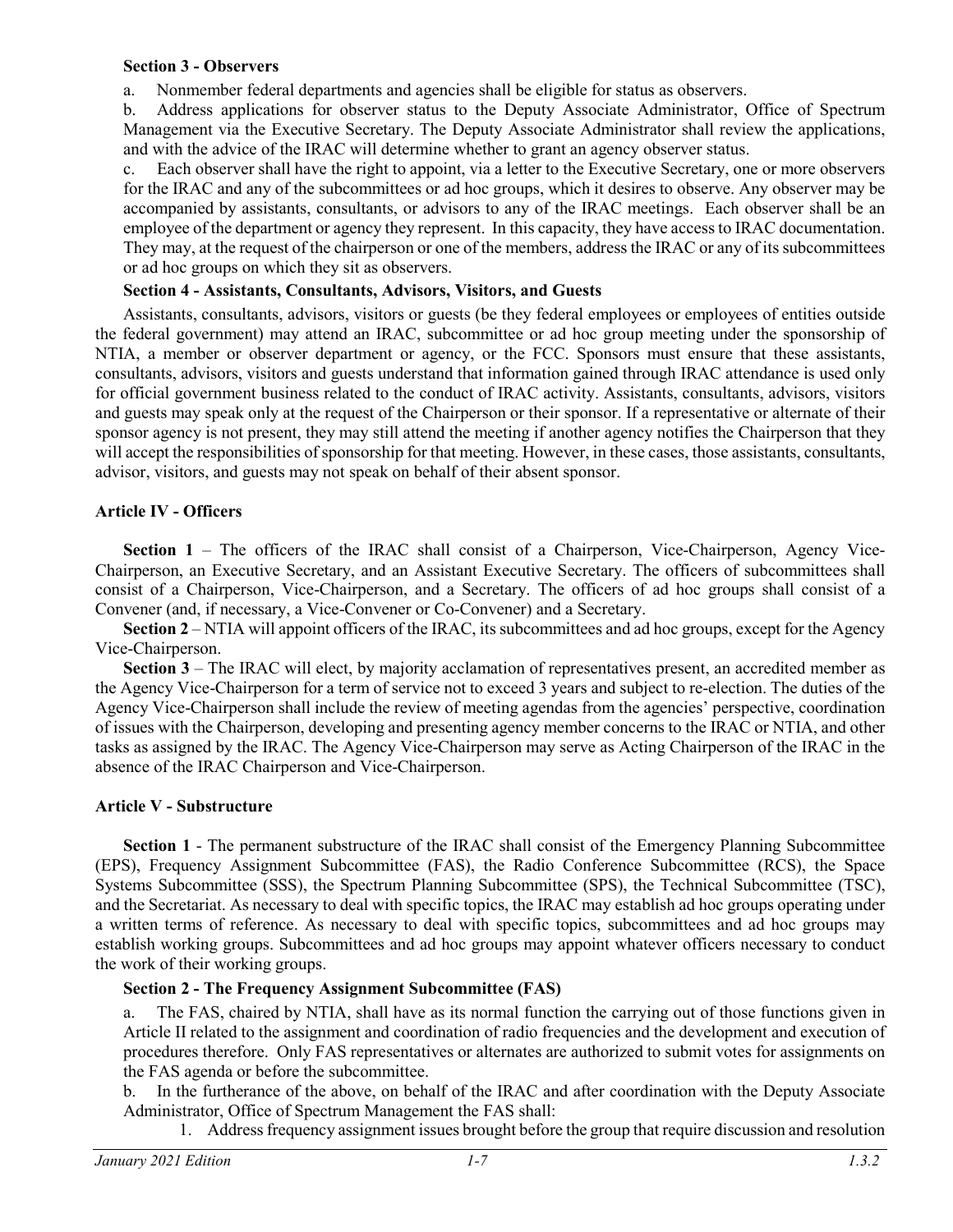**Section 3 - Observers**

a. Nonmember federal departments and agencies shall be eligible for status as observers.

b. Address applications for observer status to the Deputy Associate Administrator, Office of Spectrum Management via the Executive Secretary. The Deputy Associate Administrator shall review the applications, and with the advice of the IRAC will determine whether to grant an agency observer status.

c. Each observer shall have the right to appoint, via a letter to the Executive Secretary, one or more observers for the IRAC and any of the subcommittees or ad hoc groups, which it desires to observe. Any observer may be accompanied by assistants, consultants, or advisors to any of the IRAC meetings. Each observer shall be an employee of the department or agency they represent. In this capacity, they have access to IRAC documentation. They may, at the request of the chairperson or one of the members, address the IRAC or any of its subcommittees or ad hoc groups on which they sit as observers.

**Section 4 - Assistants, Consultants, Advisors, Visitors, and Guests**

Assistants, consultants, advisors, visitors or guests (be they federal employees or employees of entities outside the federal government) may attend an IRAC, subcommittee or ad hoc group meeting under the sponsorship of NTIA, a member or observer department or agency, or the FCC. Sponsors must ensure that these assistants, consultants, advisors, visitors and guests understand that information gained through IRAC attendance is used only for official government business related to the conduct of IRAC activity. Assistants, consultants, advisors, visitors and guests may speak only at the request of the Chairperson or their sponsor. If a representative or alternate of their sponsor agency is not present, they may still attend the meeting if another agency notifies the Chairperson that they will accept the responsibilities of sponsorship for that meeting. However, in these cases, those assistants, consultants, advisor, visitors, and guests may not speak on behalf of their absent sponsor.

## Article IV - Officers

**Section 1** – The officers of the IRAC shall consist of a Chairperson, Vice-Chairperson, Agency Vice-Chairperson, an Executive Secretary, and an Assistant Executive Secretary. The officers of subcommittees shall consist of a Chairperson, Vice-Chairperson, and a Secretary. The officers of ad hoc groups shall consist of a Convener (and, if necessary, a Vice-Convener or Co-Convener) and a Secretary.

**Section 2** – NTIA will appoint officers of the IRAC, its subcommittees and ad hoc groups, except for the Agency Vice-Chairperson.

**Section 3** – The IRAC will elect, by majority acclamation of representatives present, an accredited member as the Agency Vice-Chairperson for a term of service not to exceed 3 years and subject to re-election. The duties of the Agency Vice-Chairperson shall include the review of meeting agendas from the agencies' perspective, coordination of issues with the Chairperson, developing and presenting agency member concerns to the IRAC or NTIA, and other tasks as assigned by the IRAC. The Agency Vice-Chairperson may serve as Acting Chairperson of the IRAC in the absence of the IRAC Chairperson and Vice-Chairperson.

## Article V - Substructure

**Section 1** - The permanent substructure of the IRAC shall consist of the Emergency Planning Subcommittee (EPS), Frequency Assignment Subcommittee (FAS), the Radio Conference Subcommittee (RCS), the Space Systems Subcommittee (SSS), the Spectrum Planning Subcommittee (SPS), the Technical Subcommittee (TSC), and the Secretariat. As necessary to deal with specific topics, the IRAC may establish ad hoc groups operating under a written terms of reference. As necessary to deal with specific topics, subcommittees and ad hoc groups may establish working groups. Subcommittees and ad hoc groups may appoint whatever officers necessary to conduct the work of their working groups.

**Section 2 - The Frequency Assignment Subcommittee (FAS)**

a. The FAS, chaired by NTIA, shall have as its normal function the carrying out of those functions given in Article II related to the assignment and coordination of radio frequencies and the development and execution of procedures therefore. Only FAS representatives or alternates are authorized to submit votes for assignments on the FAS agenda or before the subcommittee.

b. In the furtherance of the above, on behalf of the IRAC and after coordination with the Deputy Associate Administrator, Office of Spectrum Management the FAS shall:

1. Address frequency assignment issues brought before the group that require discussion and resolution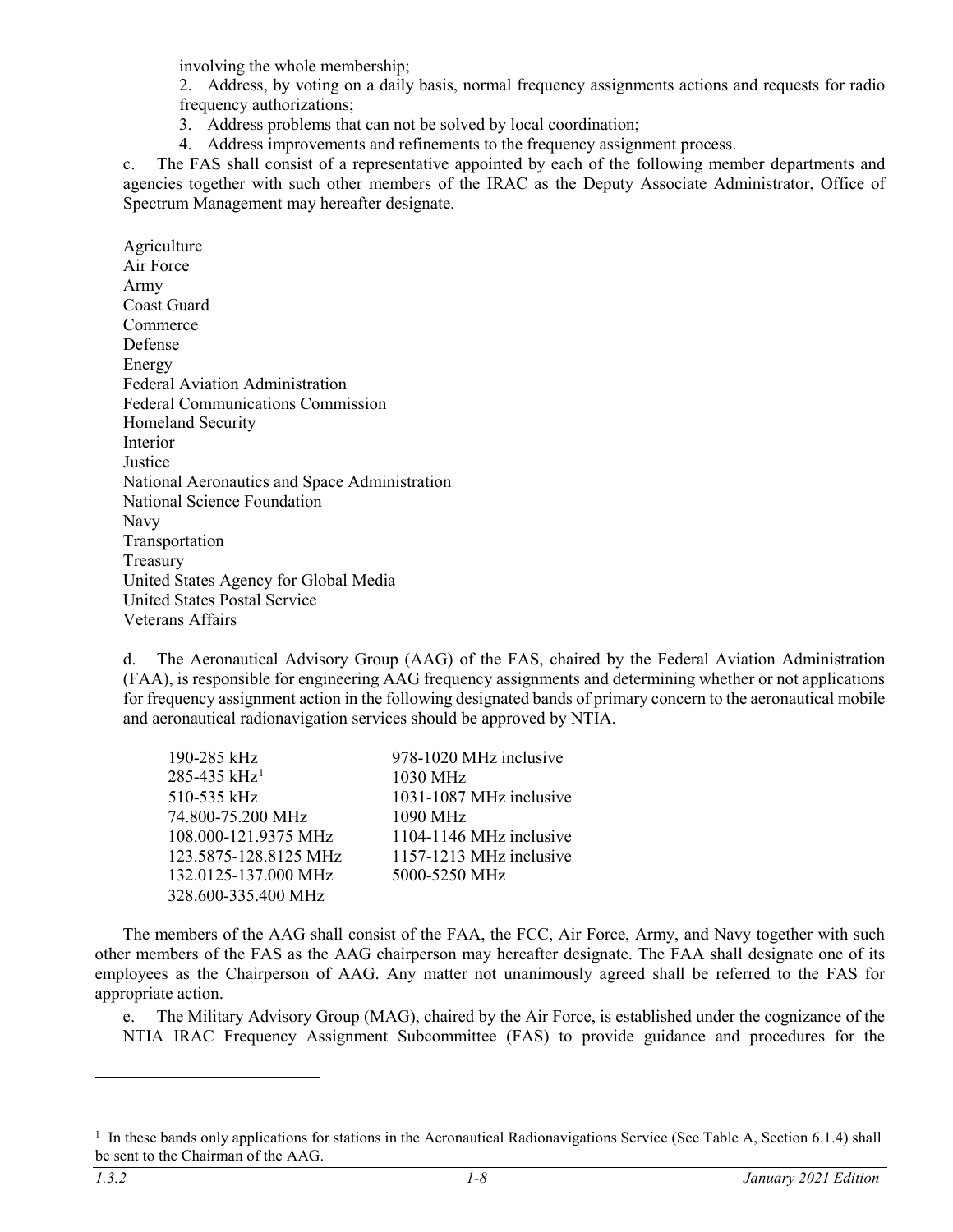involving the whole membership;

2. Address, by voting on a daily basis, normal frequency assignments actions and requests for radio frequency authorizations;
3. Address problems that can not be solved by local coordination;
4. Address improvements and refinements to the frequency assignment process.

c. The FAS shall consist of a representative appointed by each of the following member departments and agencies together with such other members of the IRAC as the Deputy Associate Administrator, Office of Spectrum Management may hereafter designate.

Agriculture
Air Force
Army
Coast Guard
Commerce
Defense
Energy
Federal Aviation Administration
Federal Communications Commission
Homeland Security
Interior
Justice
National Aeronautics and Space Administration
National Science Foundation
Navy
Transportation
Treasury
United States Agency for Global Media
United States Postal Service
Veterans Affairs

d. The Aeronautical Advisory Group (AAG) of the FAS, chaired by the Federal Aviation Administration (FAA), is responsible for engineering AAG frequency assignments and determining whether or not applications for frequency assignment action in the following designated bands of primary concern to the aeronautical mobile and aeronautical radionavigation services should be approved by NTIA.

| | |
|---|---|
| 190-285 kHz | 978-1020 MHz inclusive |
| 285-435 kHz[1] | 1030 MHz |
| 510-535 kHz | 1031-1087 MHz inclusive |
| 74.800-75.200 MHz | 1090 MHz |
| 108.000-121.9375 MHz | 1104-1146 MHz inclusive |
| 123.5875-128.8125 MHz | 1157-1213 MHz inclusive |
| 132.0125-137.000 MHz | 5000-5250 MHz |
| 328.600-335.400 MHz | |

The members of the AAG shall consist of the FAA, the FCC, Air Force, Army, and Navy together with such other members of the FAS as the AAG chairperson may hereafter designate. The FAA shall designate one of its employees as the Chairperson of AAG. Any matter not unanimously agreed shall be referred to the FAS for appropriate action.

e. The Military Advisory Group (MAG), chaired by the Air Force, is established under the cognizance of the NTIA IRAC Frequency Assignment Subcommittee (FAS) to provide guidance and procedures for the

[1] In these bands only applications for stations in the Aeronautical Radionavigations Service (See Table A, Section 6.1.4) shall be sent to the Chairman of the AAG.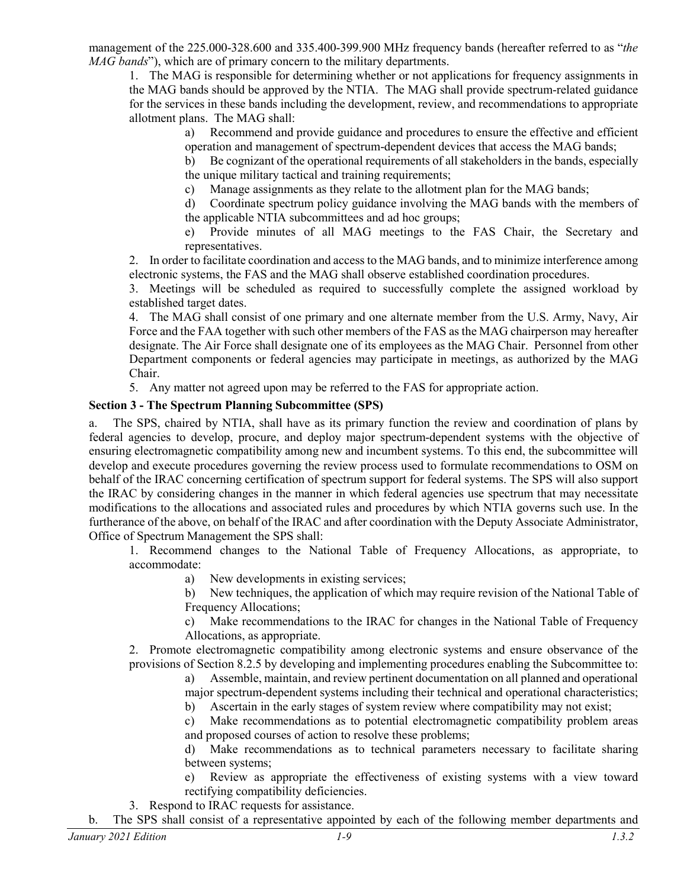management of the 225.000-328.600 and 335.400-399.900 MHz frequency bands (hereafter referred to as "*the MAG bands*"), which are of primary concern to the military departments.

1. The MAG is responsible for determining whether or not applications for frequency assignments in the MAG bands should be approved by the NTIA. The MAG shall provide spectrum-related guidance for the services in these bands including the development, review, and recommendations to appropriate allotment plans. The MAG shall:

   a) Recommend and provide guidance and procedures to ensure the effective and efficient operation and management of spectrum-dependent devices that access the MAG bands;

   b) Be cognizant of the operational requirements of all stakeholders in the bands, especially the unique military tactical and training requirements;

   c) Manage assignments as they relate to the allotment plan for the MAG bands;

   d) Coordinate spectrum policy guidance involving the MAG bands with the members of the applicable NTIA subcommittees and ad hoc groups;

   e) Provide minutes of all MAG meetings to the FAS Chair, the Secretary and representatives.

2. In order to facilitate coordination and access to the MAG bands, and to minimize interference among electronic systems, the FAS and the MAG shall observe established coordination procedures.

3. Meetings will be scheduled as required to successfully complete the assigned workload by established target dates.

4. The MAG shall consist of one primary and one alternate member from the U.S. Army, Navy, Air Force and the FAA together with such other members of the FAS as the MAG chairperson may hereafter designate. The Air Force shall designate one of its employees as the MAG Chair. Personnel from other Department components or federal agencies may participate in meetings, as authorized by the MAG Chair.

5. Any matter not agreed upon may be referred to the FAS for appropriate action.

**Section 3 - The Spectrum Planning Subcommittee (SPS)**

a. The SPS, chaired by NTIA, shall have as its primary function the review and coordination of plans by federal agencies to develop, procure, and deploy major spectrum-dependent systems with the objective of ensuring electromagnetic compatibility among new and incumbent systems. To this end, the subcommittee will develop and execute procedures governing the review process used to formulate recommendations to OSM on behalf of the IRAC concerning certification of spectrum support for federal systems. The SPS will also support the IRAC by considering changes in the manner in which federal agencies use spectrum that may necessitate modifications to the allocations and associated rules and procedures by which NTIA governs such use. In the furtherance of the above, on behalf of the IRAC and after coordination with the Deputy Associate Administrator, Office of Spectrum Management the SPS shall:

1. Recommend changes to the National Table of Frequency Allocations, as appropriate, to accommodate:

   a) New developments in existing services;

   b) New techniques, the application of which may require revision of the National Table of Frequency Allocations;

   c) Make recommendations to the IRAC for changes in the National Table of Frequency Allocations, as appropriate.

2. Promote electromagnetic compatibility among electronic systems and ensure observance of the provisions of Section 8.2.5 by developing and implementing procedures enabling the Subcommittee to:

   a) Assemble, maintain, and review pertinent documentation on all planned and operational major spectrum-dependent systems including their technical and operational characteristics;

   b) Ascertain in the early stages of system review where compatibility may not exist;

   c) Make recommendations as to potential electromagnetic compatibility problem areas and proposed courses of action to resolve these problems;

   d) Make recommendations as to technical parameters necessary to facilitate sharing between systems;

   e) Review as appropriate the effectiveness of existing systems with a view toward rectifying compatibility deficiencies.

3. Respond to IRAC requests for assistance.

b. The SPS shall consist of a representative appointed by each of the following member departments and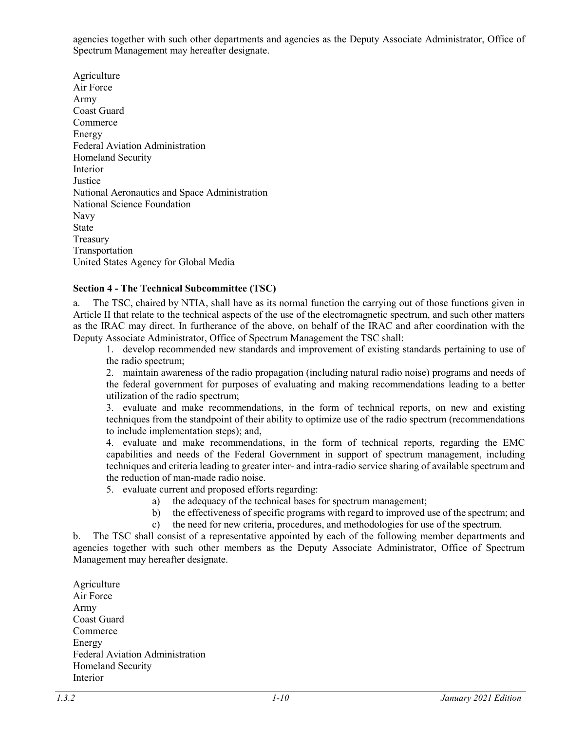agencies together with such other departments and agencies as the Deputy Associate Administrator, Office of Spectrum Management may hereafter designate.

Agriculture
Air Force
Army
Coast Guard
Commerce
Energy
Federal Aviation Administration
Homeland Security
Interior
Justice
National Aeronautics and Space Administration
National Science Foundation
Navy
State
Treasury
Transportation
United States Agency for Global Media

**Section 4 - The Technical Subcommittee (TSC)**

a. The TSC, chaired by NTIA, shall have as its normal function the carrying out of those functions given in Article II that relate to the technical aspects of the use of the electromagnetic spectrum, and such other matters as the IRAC may direct. In furtherance of the above, on behalf of the IRAC and after coordination with the Deputy Associate Administrator, Office of Spectrum Management the TSC shall:

1. develop recommended new standards and improvement of existing standards pertaining to use of the radio spectrum;
2. maintain awareness of the radio propagation (including natural radio noise) programs and needs of the federal government for purposes of evaluating and making recommendations leading to a better utilization of the radio spectrum;
3. evaluate and make recommendations, in the form of technical reports, on new and existing techniques from the standpoint of their ability to optimize use of the radio spectrum (recommendations to include implementation steps); and,
4. evaluate and make recommendations, in the form of technical reports, regarding the EMC capabilities and needs of the Federal Government in support of spectrum management, including techniques and criteria leading to greater inter- and intra-radio service sharing of available spectrum and the reduction of man-made radio noise.
5. evaluate current and proposed efforts regarding:
   a) the adequacy of the technical bases for spectrum management;
   b) the effectiveness of specific programs with regard to improved use of the spectrum; and
   c) the need for new criteria, procedures, and methodologies for use of the spectrum.

b. The TSC shall consist of a representative appointed by each of the following member departments and agencies together with such other members as the Deputy Associate Administrator, Office of Spectrum Management may hereafter designate.

Agriculture
Air Force
Army
Coast Guard
Commerce
Energy
Federal Aviation Administration
Homeland Security
Interior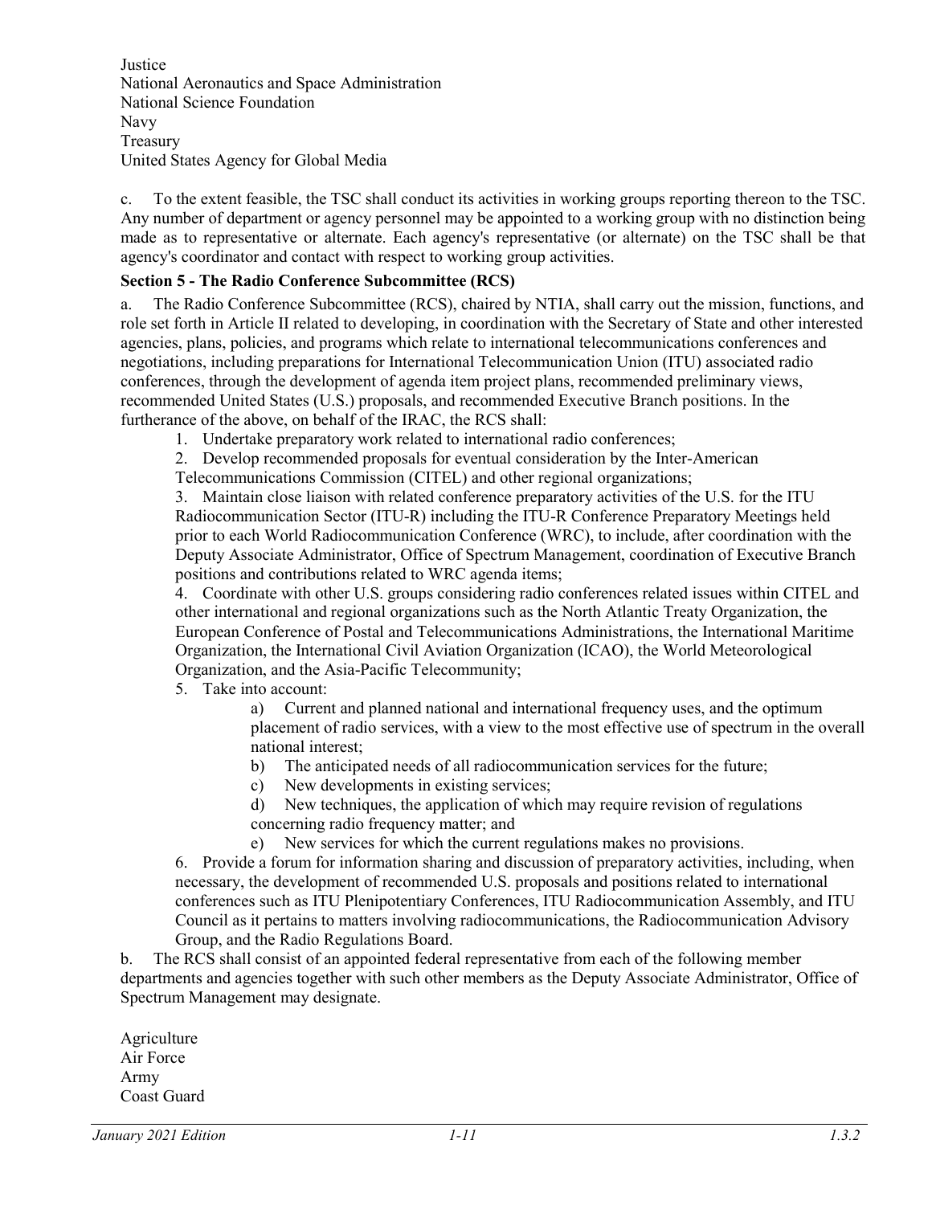Justice
National Aeronautics and Space Administration
National Science Foundation
Navy
Treasury
United States Agency for Global Media

c. To the extent feasible, the TSC shall conduct its activities in working groups reporting thereon to the TSC. Any number of department or agency personnel may be appointed to a working group with no distinction being made as to representative or alternate. Each agency's representative (or alternate) on the TSC shall be that agency's coordinator and contact with respect to working group activities.

**Section 5 - The Radio Conference Subcommittee (RCS)**

a. The Radio Conference Subcommittee (RCS), chaired by NTIA, shall carry out the mission, functions, and role set forth in Article II related to developing, in coordination with the Secretary of State and other interested agencies, plans, policies, and programs which relate to international telecommunications conferences and negotiations, including preparations for International Telecommunication Union (ITU) associated radio conferences, through the development of agenda item project plans, recommended preliminary views, recommended United States (U.S.) proposals, and recommended Executive Branch positions. In the furtherance of the above, on behalf of the IRAC, the RCS shall:

1. Undertake preparatory work related to international radio conferences;
2. Develop recommended proposals for eventual consideration by the Inter-American Telecommunications Commission (CITEL) and other regional organizations;
3. Maintain close liaison with related conference preparatory activities of the U.S. for the ITU Radiocommunication Sector (ITU-R) including the ITU-R Conference Preparatory Meetings held prior to each World Radiocommunication Conference (WRC), to include, after coordination with the Deputy Associate Administrator, Office of Spectrum Management, coordination of Executive Branch positions and contributions related to WRC agenda items;
4. Coordinate with other U.S. groups considering radio conferences related issues within CITEL and other international and regional organizations such as the North Atlantic Treaty Organization, the European Conference of Postal and Telecommunications Administrations, the International Maritime Organization, the International Civil Aviation Organization (ICAO), the World Meteorological Organization, and the Asia-Pacific Telecommunity;
5. Take into account:
   a) Current and planned national and international frequency uses, and the optimum placement of radio services, with a view to the most effective use of spectrum in the overall national interest;
   b) The anticipated needs of all radiocommunication services for the future;
   c) New developments in existing services;
   d) New techniques, the application of which may require revision of regulations concerning radio frequency matter; and
   e) New services for which the current regulations makes no provisions.
6. Provide a forum for information sharing and discussion of preparatory activities, including, when necessary, the development of recommended U.S. proposals and positions related to international conferences such as ITU Plenipotentiary Conferences, ITU Radiocommunication Assembly, and ITU Council as it pertains to matters involving radiocommunications, the Radiocommunication Advisory Group, and the Radio Regulations Board.

b. The RCS shall consist of an appointed federal representative from each of the following member departments and agencies together with such other members as the Deputy Associate Administrator, Office of Spectrum Management may designate.

Agriculture
Air Force
Army
Coast Guard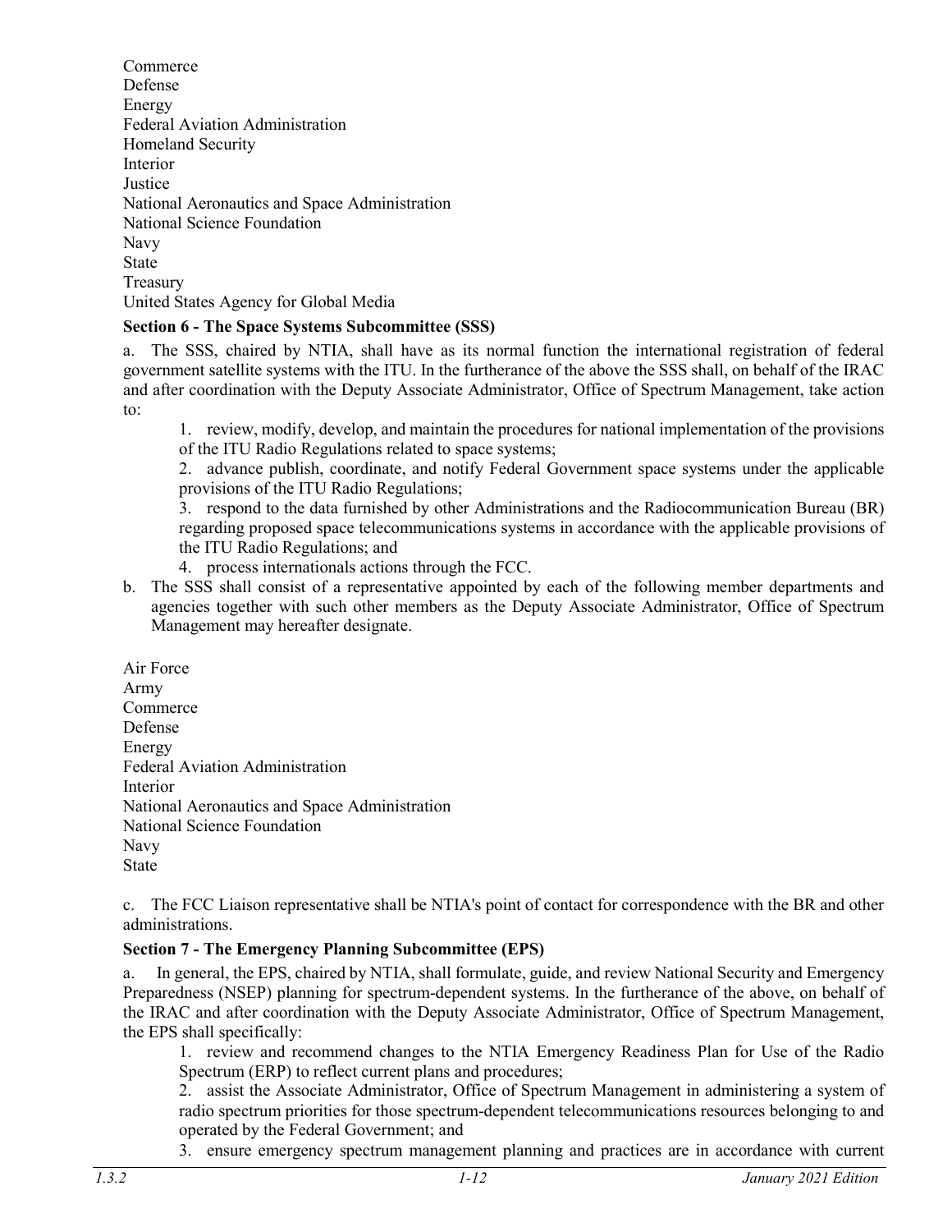Commerce
Defense
Energy
Federal Aviation Administration
Homeland Security
Interior
Justice
National Aeronautics and Space Administration
National Science Foundation
Navy
State
Treasury
United States Agency for Global Media

**Section 6 - The Space Systems Subcommittee (SSS)**

a. The SSS, chaired by NTIA, shall have as its normal function the international registration of federal government satellite systems with the ITU. In the furtherance of the above the SSS shall, on behalf of the IRAC and after coordination with the Deputy Associate Administrator, Office of Spectrum Management, take action to:

1. review, modify, develop, and maintain the procedures for national implementation of the provisions of the ITU Radio Regulations related to space systems;
2. advance publish, coordinate, and notify Federal Government space systems under the applicable provisions of the ITU Radio Regulations;
3. respond to the data furnished by other Administrations and the Radiocommunication Bureau (BR) regarding proposed space telecommunications systems in accordance with the applicable provisions of the ITU Radio Regulations; and
4. process internationals actions through the FCC.

b. The SSS shall consist of a representative appointed by each of the following member departments and agencies together with such other members as the Deputy Associate Administrator, Office of Spectrum Management may hereafter designate.

Air Force
Army
Commerce
Defense
Energy
Federal Aviation Administration
Interior
National Aeronautics and Space Administration
National Science Foundation
Navy
State

c. The FCC Liaison representative shall be NTIA's point of contact for correspondence with the BR and other administrations.

**Section 7 - The Emergency Planning Subcommittee (EPS)**

a. In general, the EPS, chaired by NTIA, shall formulate, guide, and review National Security and Emergency Preparedness (NSEP) planning for spectrum-dependent systems. In the furtherance of the above, on behalf of the IRAC and after coordination with the Deputy Associate Administrator, Office of Spectrum Management, the EPS shall specifically:

1. review and recommend changes to the NTIA Emergency Readiness Plan for Use of the Radio Spectrum (ERP) to reflect current plans and procedures;
2. assist the Associate Administrator, Office of Spectrum Management in administering a system of radio spectrum priorities for those spectrum-dependent telecommunications resources belonging to and operated by the Federal Government; and
3. ensure emergency spectrum management planning and practices are in accordance with current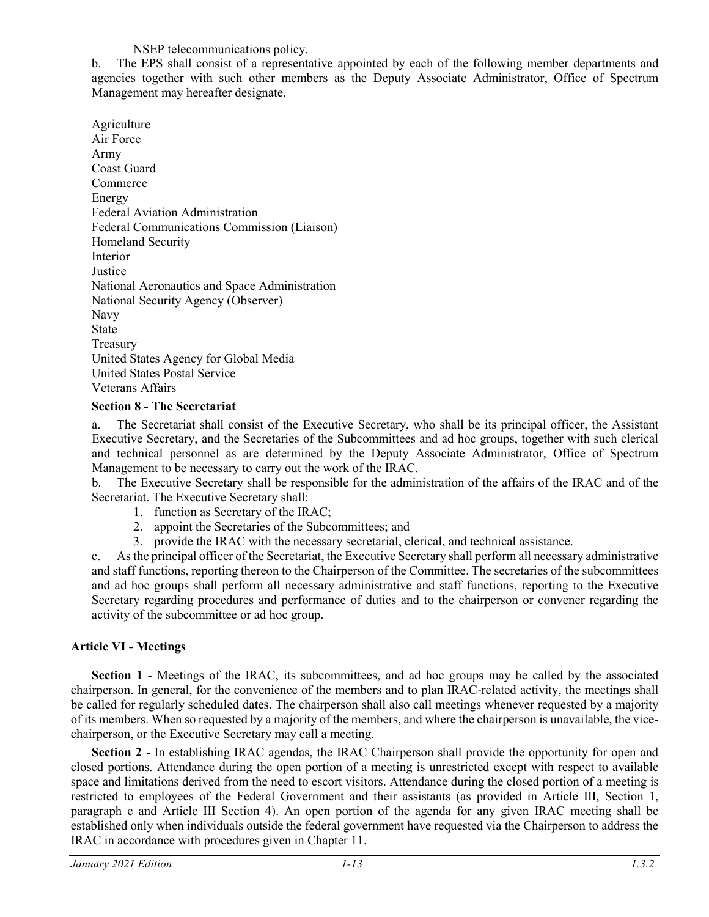NSEP telecommunications policy.

b. The EPS shall consist of a representative appointed by each of the following member departments and agencies together with such other members as the Deputy Associate Administrator, Office of Spectrum Management may hereafter designate.

Agriculture
Air Force
Army
Coast Guard
Commerce
Energy
Federal Aviation Administration
Federal Communications Commission (Liaison)
Homeland Security
Interior
Justice
National Aeronautics and Space Administration
National Security Agency (Observer)
Navy
State
Treasury
United States Agency for Global Media
United States Postal Service
Veterans Affairs

**Section 8 - The Secretariat**

a. The Secretariat shall consist of the Executive Secretary, who shall be its principal officer, the Assistant Executive Secretary, and the Secretaries of the Subcommittees and ad hoc groups, together with such clerical and technical personnel as are determined by the Deputy Associate Administrator, Office of Spectrum Management to be necessary to carry out the work of the IRAC.

b. The Executive Secretary shall be responsible for the administration of the affairs of the IRAC and of the Secretariat. The Executive Secretary shall:

1. function as Secretary of the IRAC;
2. appoint the Secretaries of the Subcommittees; and
3. provide the IRAC with the necessary secretarial, clerical, and technical assistance.

c. As the principal officer of the Secretariat, the Executive Secretary shall perform all necessary administrative and staff functions, reporting thereon to the Chairperson of the Committee. The secretaries of the subcommittees and ad hoc groups shall perform all necessary administrative and staff functions, reporting to the Executive Secretary regarding procedures and performance of duties and to the chairperson or convener regarding the activity of the subcommittee or ad hoc group.

## Article VI - Meetings

**Section 1** - Meetings of the IRAC, its subcommittees, and ad hoc groups may be called by the associated chairperson. In general, for the convenience of the members and to plan IRAC-related activity, the meetings shall be called for regularly scheduled dates. The chairperson shall also call meetings whenever requested by a majority of its members. When so requested by a majority of the members, and where the chairperson is unavailable, the vice-chairperson, or the Executive Secretary may call a meeting.

**Section 2** - In establishing IRAC agendas, the IRAC Chairperson shall provide the opportunity for open and closed portions. Attendance during the open portion of a meeting is unrestricted except with respect to available space and limitations derived from the need to escort visitors. Attendance during the closed portion of a meeting is restricted to employees of the Federal Government and their assistants (as provided in Article III, Section 1, paragraph e and Article III Section 4). An open portion of the agenda for any given IRAC meeting shall be established only when individuals outside the federal government have requested via the Chairperson to address the IRAC in accordance with procedures given in Chapter 11.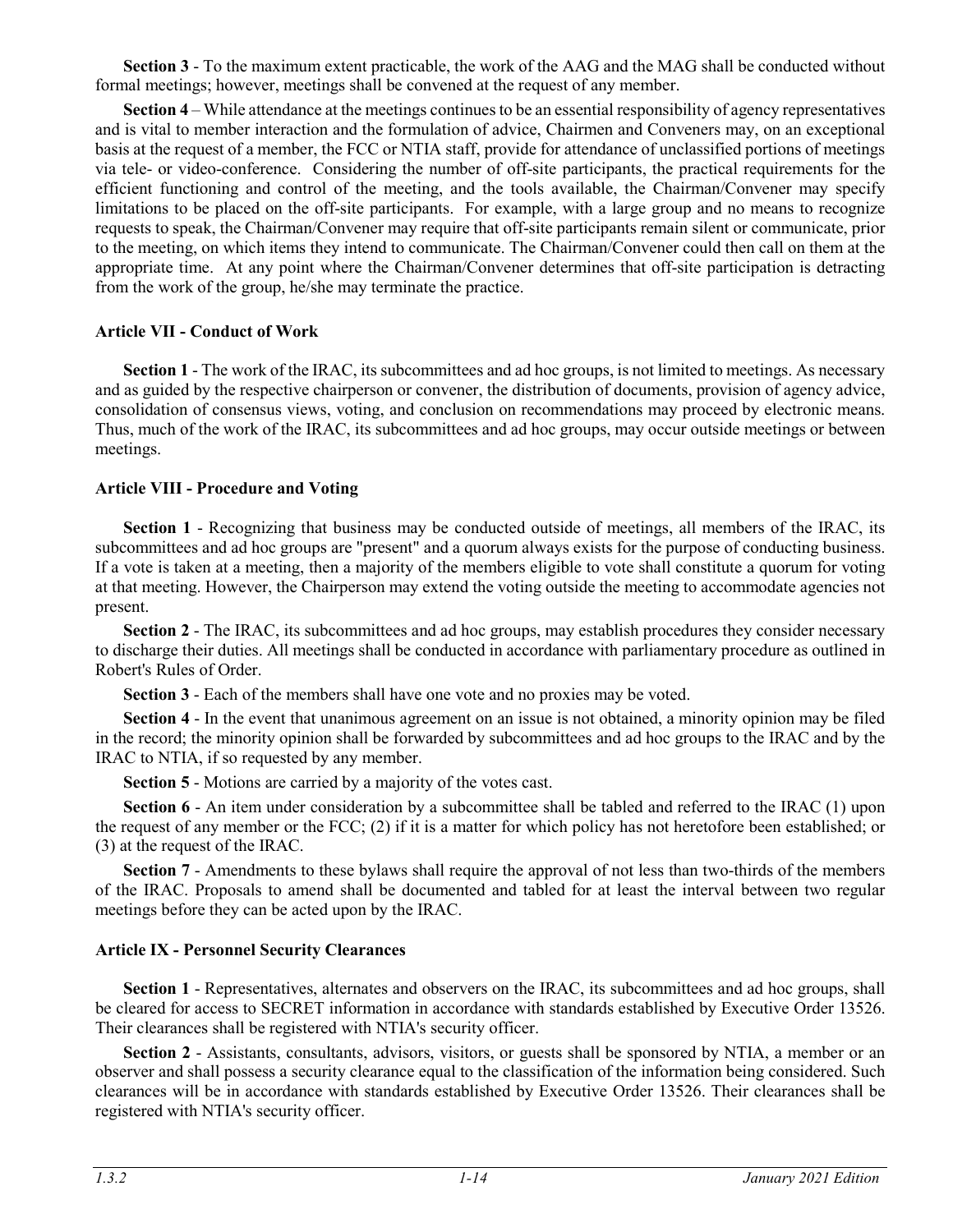**Section 3** - To the maximum extent practicable, the work of the AAG and the MAG shall be conducted without formal meetings; however, meetings shall be convened at the request of any member.

**Section 4** – While attendance at the meetings continues to be an essential responsibility of agency representatives and is vital to member interaction and the formulation of advice, Chairmen and Conveners may, on an exceptional basis at the request of a member, the FCC or NTIA staff, provide for attendance of unclassified portions of meetings via tele- or video-conference. Considering the number of off-site participants, the practical requirements for the efficient functioning and control of the meeting, and the tools available, the Chairman/Convener may specify limitations to be placed on the off-site participants. For example, with a large group and no means to recognize requests to speak, the Chairman/Convener may require that off-site participants remain silent or communicate, prior to the meeting, on which items they intend to communicate. The Chairman/Convener could then call on them at the appropriate time. At any point where the Chairman/Convener determines that off-site participation is detracting from the work of the group, he/she may terminate the practice.

### Article VII - Conduct of Work

**Section 1** - The work of the IRAC, its subcommittees and ad hoc groups, is not limited to meetings. As necessary and as guided by the respective chairperson or convener, the distribution of documents, provision of agency advice, consolidation of consensus views, voting, and conclusion on recommendations may proceed by electronic means. Thus, much of the work of the IRAC, its subcommittees and ad hoc groups, may occur outside meetings or between meetings.

### Article VIII - Procedure and Voting

**Section 1** - Recognizing that business may be conducted outside of meetings, all members of the IRAC, its subcommittees and ad hoc groups are "present" and a quorum always exists for the purpose of conducting business. If a vote is taken at a meeting, then a majority of the members eligible to vote shall constitute a quorum for voting at that meeting. However, the Chairperson may extend the voting outside the meeting to accommodate agencies not present.

**Section 2** - The IRAC, its subcommittees and ad hoc groups, may establish procedures they consider necessary to discharge their duties. All meetings shall be conducted in accordance with parliamentary procedure as outlined in Robert's Rules of Order.

**Section 3** - Each of the members shall have one vote and no proxies may be voted.

**Section 4** - In the event that unanimous agreement on an issue is not obtained, a minority opinion may be filed in the record; the minority opinion shall be forwarded by subcommittees and ad hoc groups to the IRAC and by the IRAC to NTIA, if so requested by any member.

**Section 5** - Motions are carried by a majority of the votes cast.

**Section 6** - An item under consideration by a subcommittee shall be tabled and referred to the IRAC (1) upon the request of any member or the FCC; (2) if it is a matter for which policy has not heretofore been established; or (3) at the request of the IRAC.

**Section 7** - Amendments to these bylaws shall require the approval of not less than two-thirds of the members of the IRAC. Proposals to amend shall be documented and tabled for at least the interval between two regular meetings before they can be acted upon by the IRAC.

### Article IX - Personnel Security Clearances

**Section 1** - Representatives, alternates and observers on the IRAC, its subcommittees and ad hoc groups, shall be cleared for access to SECRET information in accordance with standards established by Executive Order 13526. Their clearances shall be registered with NTIA's security officer.

**Section 2** - Assistants, consultants, advisors, visitors, or guests shall be sponsored by NTIA, a member or an observer and shall possess a security clearance equal to the classification of the information being considered. Such clearances will be in accordance with standards established by Executive Order 13526. Their clearances shall be registered with NTIA's security officer.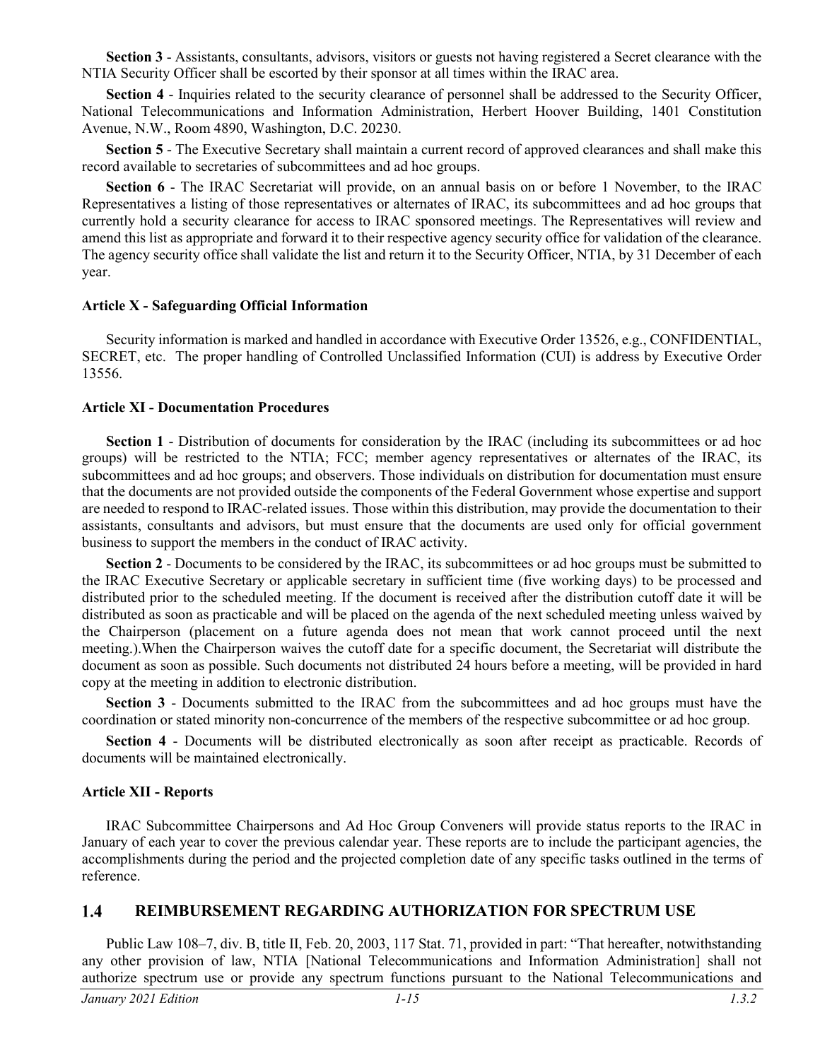**Section 3** - Assistants, consultants, advisors, visitors or guests not having registered a Secret clearance with the NTIA Security Officer shall be escorted by their sponsor at all times within the IRAC area.

**Section 4** - Inquiries related to the security clearance of personnel shall be addressed to the Security Officer, National Telecommunications and Information Administration, Herbert Hoover Building, 1401 Constitution Avenue, N.W., Room 4890, Washington, D.C. 20230.

**Section 5** - The Executive Secretary shall maintain a current record of approved clearances and shall make this record available to secretaries of subcommittees and ad hoc groups.

**Section 6** - The IRAC Secretariat will provide, on an annual basis on or before 1 November, to the IRAC Representatives a listing of those representatives or alternates of IRAC, its subcommittees and ad hoc groups that currently hold a security clearance for access to IRAC sponsored meetings. The Representatives will review and amend this list as appropriate and forward it to their respective agency security office for validation of the clearance. The agency security office shall validate the list and return it to the Security Officer, NTIA, by 31 December of each year.

**Article X - Safeguarding Official Information**

Security information is marked and handled in accordance with Executive Order 13526, e.g., CONFIDENTIAL, SECRET, etc. The proper handling of Controlled Unclassified Information (CUI) is address by Executive Order 13556.

**Article XI - Documentation Procedures**

**Section 1** - Distribution of documents for consideration by the IRAC (including its subcommittees or ad hoc groups) will be restricted to the NTIA; FCC; member agency representatives or alternates of the IRAC, its subcommittees and ad hoc groups; and observers. Those individuals on distribution for documentation must ensure that the documents are not provided outside the components of the Federal Government whose expertise and support are needed to respond to IRAC-related issues. Those within this distribution, may provide the documentation to their assistants, consultants and advisors, but must ensure that the documents are used only for official government business to support the members in the conduct of IRAC activity.

**Section 2** - Documents to be considered by the IRAC, its subcommittees or ad hoc groups must be submitted to the IRAC Executive Secretary or applicable secretary in sufficient time (five working days) to be processed and distributed prior to the scheduled meeting. If the document is received after the distribution cutoff date it will be distributed as soon as practicable and will be placed on the agenda of the next scheduled meeting unless waived by the Chairperson (placement on a future agenda does not mean that work cannot proceed until the next meeting.).When the Chairperson waives the cutoff date for a specific document, the Secretariat will distribute the document as soon as possible. Such documents not distributed 24 hours before a meeting, will be provided in hard copy at the meeting in addition to electronic distribution.

**Section 3** - Documents submitted to the IRAC from the subcommittees and ad hoc groups must have the coordination or stated minority non-concurrence of the members of the respective subcommittee or ad hoc group.

**Section 4** - Documents will be distributed electronically as soon after receipt as practicable. Records of documents will be maintained electronically.

**Article XII - Reports**

IRAC Subcommittee Chairpersons and Ad Hoc Group Conveners will provide status reports to the IRAC in January of each year to cover the previous calendar year. These reports are to include the participant agencies, the accomplishments during the period and the projected completion date of any specific tasks outlined in the terms of reference.

## 1.4 REIMBURSEMENT REGARDING AUTHORIZATION FOR SPECTRUM USE

Public Law 108–7, div. B, title II, Feb. 20, 2003, 117 Stat. 71, provided in part: "That hereafter, notwithstanding any other provision of law, NTIA [National Telecommunications and Information Administration] shall not authorize spectrum use or provide any spectrum functions pursuant to the National Telecommunications and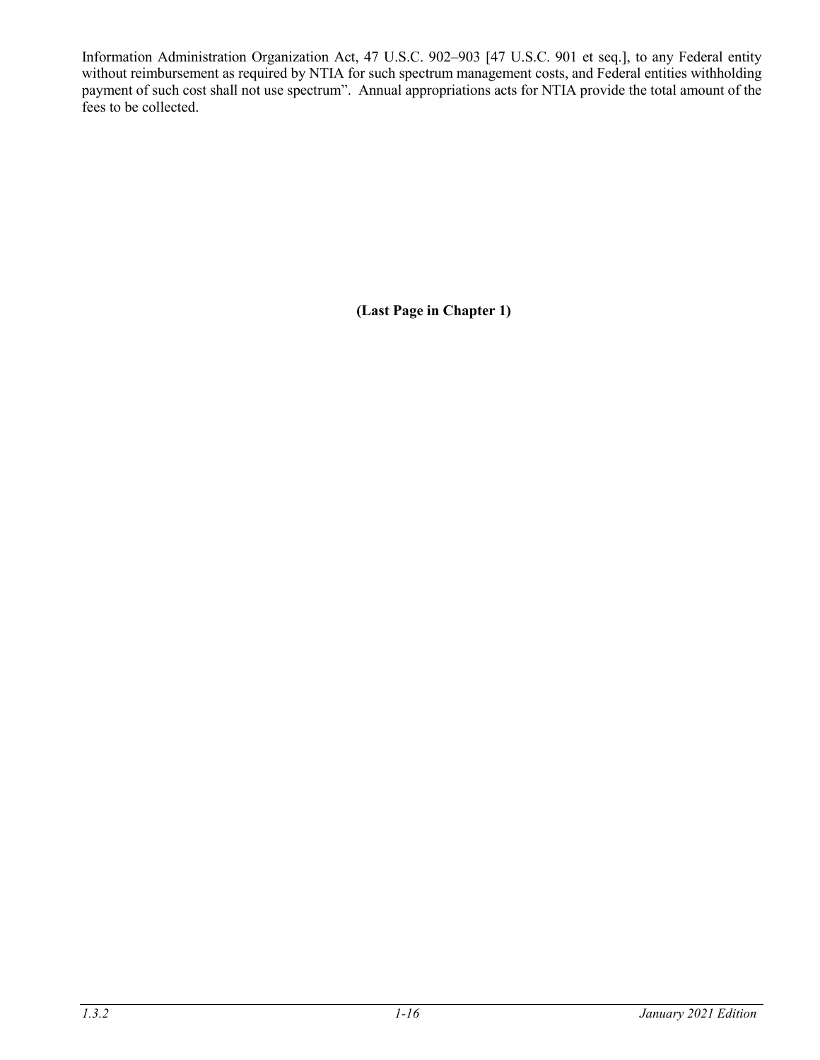Information Administration Organization Act, 47 U.S.C. 902–903 [47 U.S.C. 901 et seq.], to any Federal entity without reimbursement as required by NTIA for such spectrum management costs, and Federal entities withholding payment of such cost shall not use spectrum". Annual appropriations acts for NTIA provide the total amount of the fees to be collected.

**(Last Page in Chapter 1)**